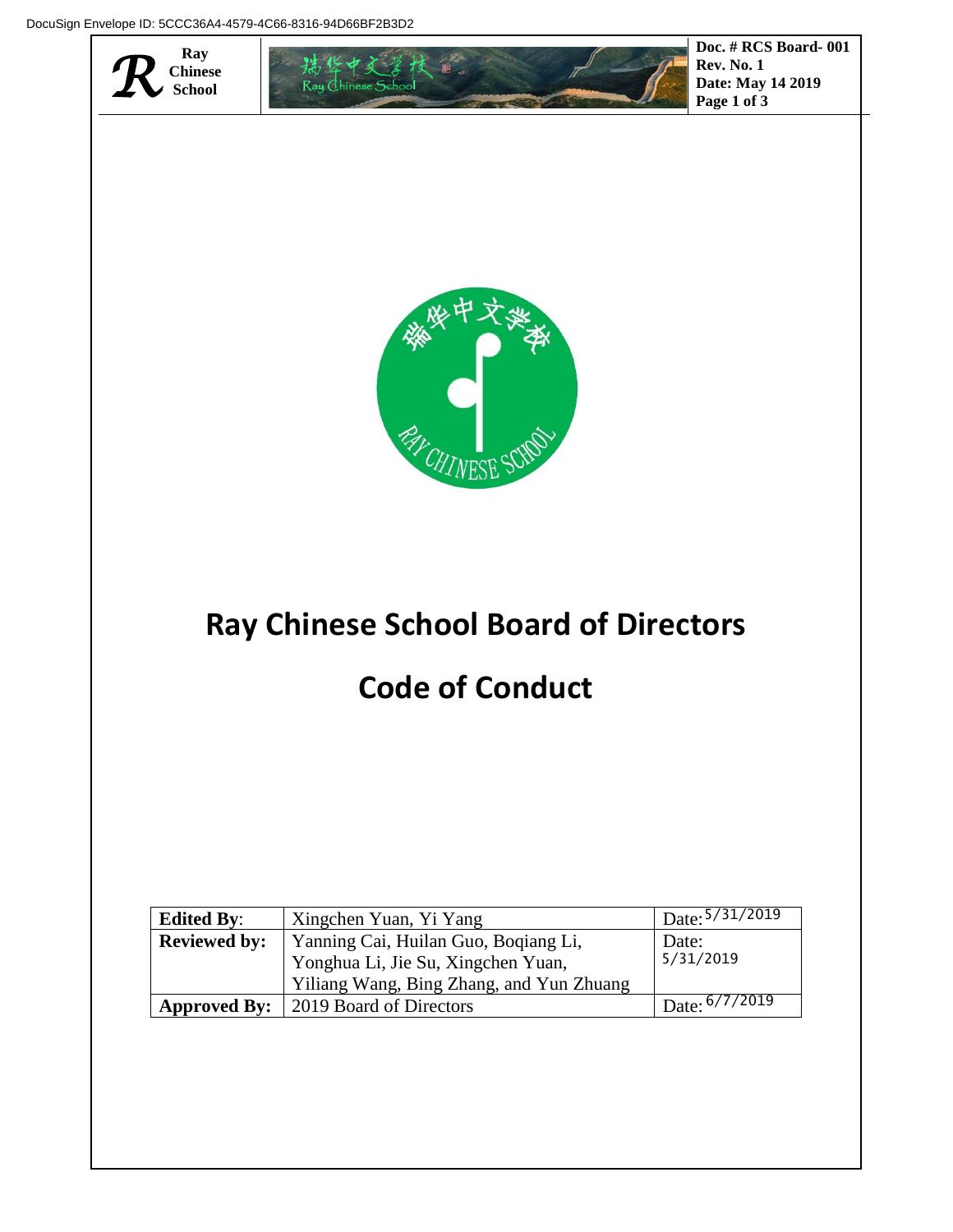# Ray Chinese School Board of Directors

# Code of Conduct

| Edited By: | Xingchen Yuan, Yi Yang | Date: 5/31/2019 |
|---|---|---|
| Reviewed by: | Yanning Cai, Huilan Guo, Boqiang Li, Yonghua Li, Jie Su, Xingchen Yuan, Yiliang Wang, Bing Zhang, and Yun Zhuang | Date: 5/31/2019 |
| Approved By: | 2019 Board of Directors | Date: 6/7/2019 |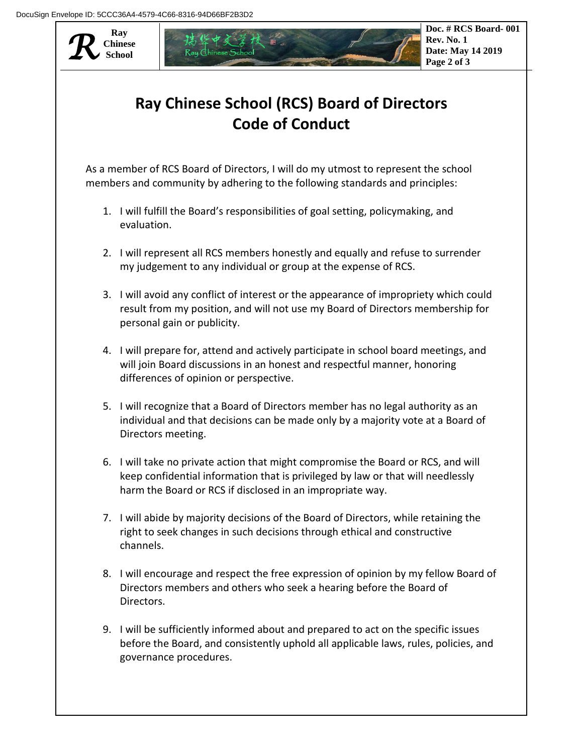# Ray Chinese School (RCS) Board of Directors Code of Conduct

As a member of RCS Board of Directors, I will do my utmost to represent the school members and community by adhering to the following standards and principles:

1. I will fulfill the Board's responsibilities of goal setting, policymaking, and evaluation.

2. I will represent all RCS members honestly and equally and refuse to surrender my judgement to any individual or group at the expense of RCS.

3. I will avoid any conflict of interest or the appearance of impropriety which could result from my position, and will not use my Board of Directors membership for personal gain or publicity.

4. I will prepare for, attend and actively participate in school board meetings, and will join Board discussions in an honest and respectful manner, honoring differences of opinion or perspective.

5. I will recognize that a Board of Directors member has no legal authority as an individual and that decisions can be made only by a majority vote at a Board of Directors meeting.

6. I will take no private action that might compromise the Board or RCS, and will keep confidential information that is privileged by law or that will needlessly harm the Board or RCS if disclosed in an impropriate way.

7. I will abide by majority decisions of the Board of Directors, while retaining the right to seek changes in such decisions through ethical and constructive channels.

8. I will encourage and respect the free expression of opinion by my fellow Board of Directors members and others who seek a hearing before the Board of Directors.

9. I will be sufficiently informed about and prepared to act on the specific issues before the Board, and consistently uphold all applicable laws, rules, policies, and governance procedures.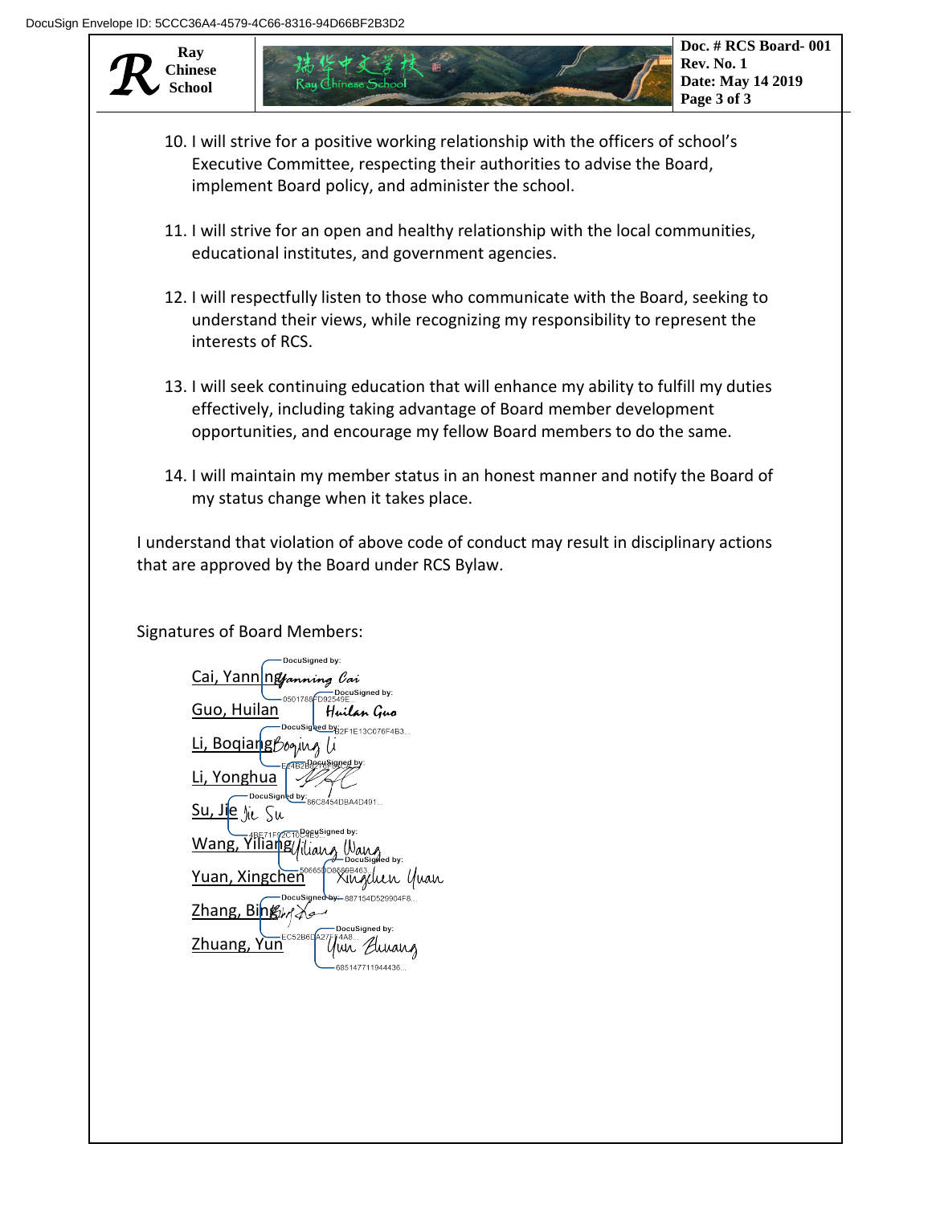10. I will strive for a positive working relationship with the officers of school's Executive Committee, respecting their authorities to advise the Board, implement Board policy, and administer the school.

11. I will strive for an open and healthy relationship with the local communities, educational institutes, and government agencies.

12. I will respectfully listen to those who communicate with the Board, seeking to understand their views, while recognizing my responsibility to represent the interests of RCS.

13. I will seek continuing education that will enhance my ability to fulfill my duties effectively, including taking advantage of Board member development opportunities, and encourage my fellow Board members to do the same.

14. I will maintain my member status in an honest manner and notify the Board of my status change when it takes place.

I understand that violation of above code of conduct may result in disciplinary actions that are approved by the Board under RCS Bylaw.

Signatures of Board Members:

Cai, Yanning — DocuSigned by: Yanning Cai — 0501788FD92549E...

Guo, Huilan — DocuSigned by: Huilan Guo — B2F1E13C076F4B3...

Li, Boqiang — DocuSigned by: Boqiang Li — E4B2B...

Li, Yonghua — DocuSigned by: — 86C8454DBA4D491...

Su, Jie — DocuSigned by: Jie Su — 4BE71F92C10E4E5...

Wang, Yiliang — DocuSigned by: Yiliang Wang — 50665DD8580B463...

Yuan, Xingchen — DocuSigned by: Xingchen Yuan — 887154D529904F8...

Zhang, Bing — DocuSigned by: — EC52B6DA27F14A8...

Zhuang, Yun — DocuSigned by: Yun Zhuang — 685147711944436...